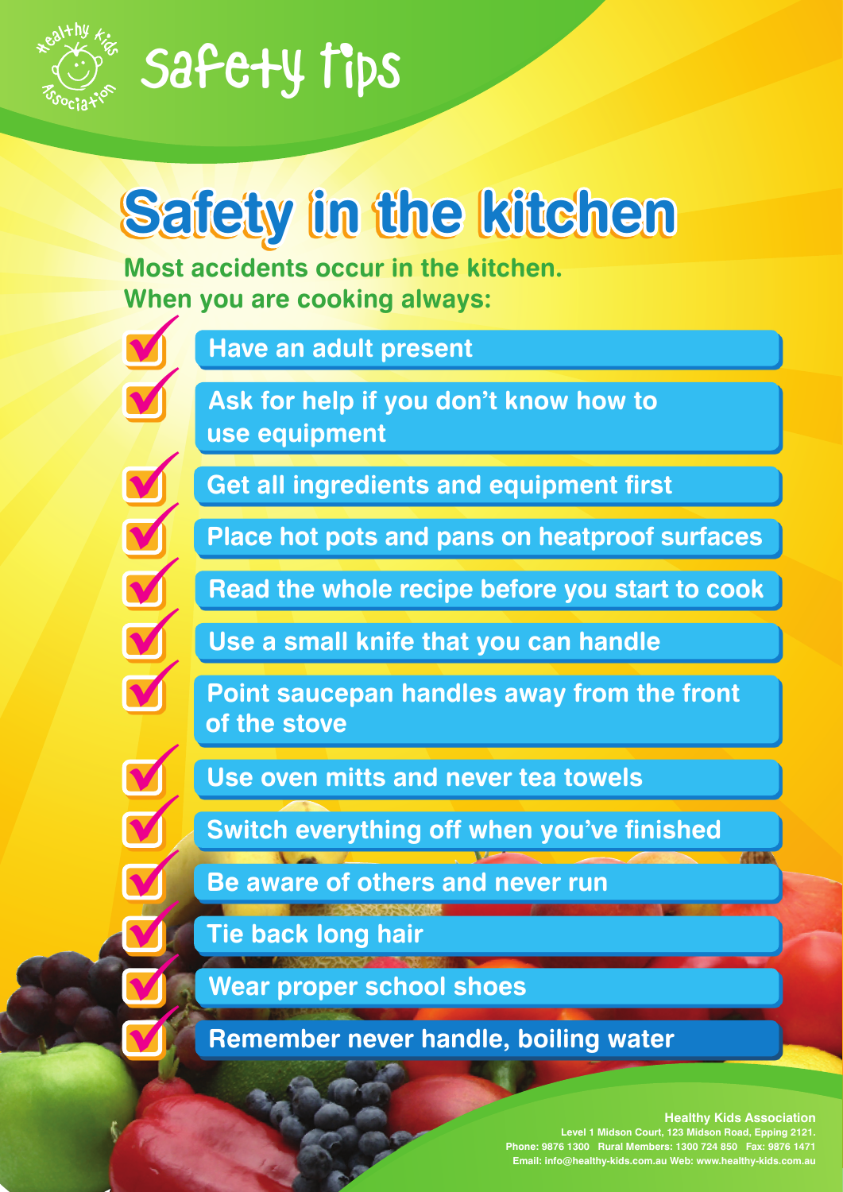# Safety tips

Healthy Kids Association

## Safety in the kitchen

**Most accidents occur in the kitchen.**
**When you are cooking always:**

- Have an adult present
- Ask for help if you don't know how to use equipment
- Get all ingredients and equipment first
- Place hot pots and pans on heatproof surfaces
- Read the whole recipe before you start to cook
- Use a small knife that you can handle
- Point saucepan handles away from the front of the stove
- Use oven mitts and never tea towels
- Switch everything off when you've finished
- Be aware of others and never run
- Tie back long hair
- Wear proper school shoes
- Remember never handle, boiling water

**Healthy Kids Association**
Level 1 Midson Court, 123 Midson Road, Epping 2121.
Phone: 9876 1300 Rural Members: 1300 724 850 Fax: 9876 1471
Email: info@healthy-kids.com.au Web: www.healthy-kids.com.au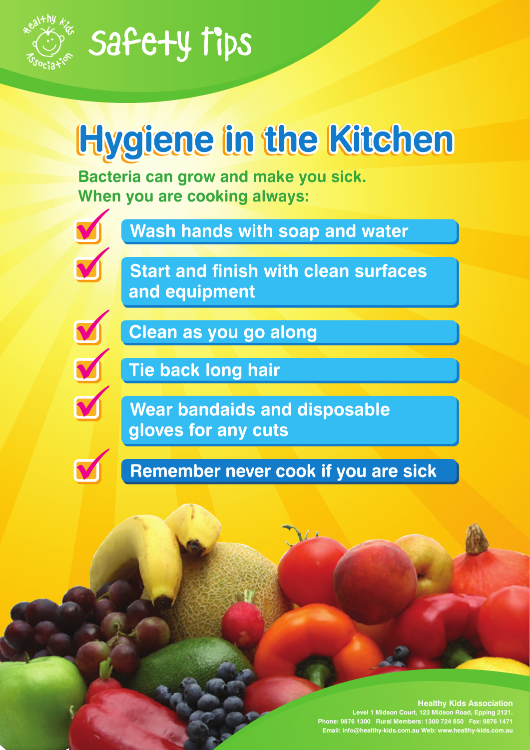Safety tips

# Hygiene in the Kitchen

**Bacteria can grow and make you sick.**
**When you are cooking always:**

- Wash hands with soap and water
- Start and finish with clean surfaces and equipment
- Clean as you go along
- Tie back long hair
- Wear bandaids and disposable gloves for any cuts
- Remember never cook if you are sick

**Healthy Kids Association**
Level 1 Midson Court, 123 Midson Road, Epping 2121.
Phone: 9876 1300 Rural Members: 1300 724 850 Fax: 9876 1471
Email: info@healthy-kids.com.au Web: www.healthy-kids.com.au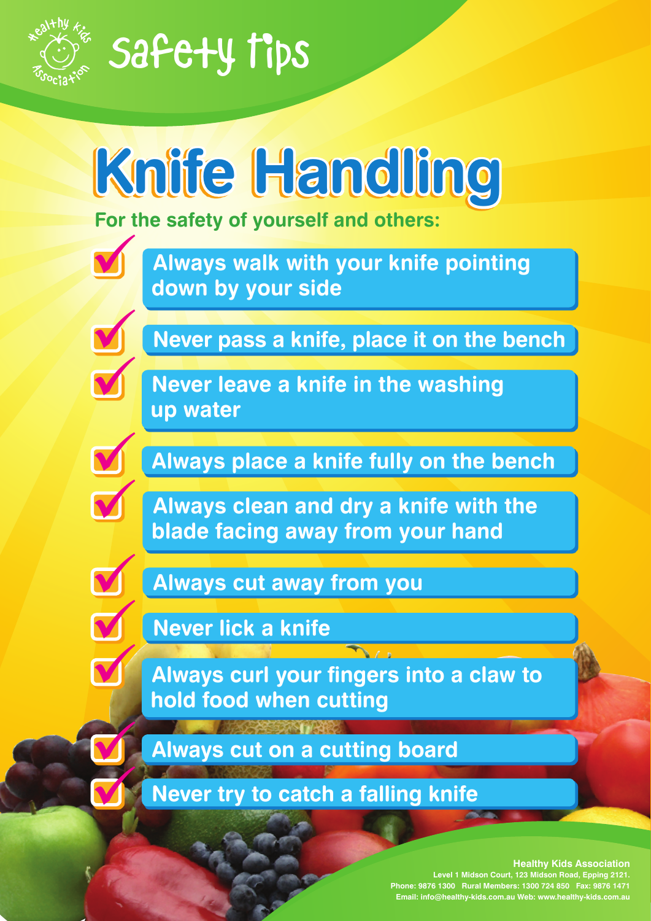Healthy Kids Association

Safety tips

# Knife Handling

**For the safety of yourself and others:**

- Always walk with your knife pointing down by your side
- Never pass a knife, place it on the bench
- Never leave a knife in the washing up water
- Always place a knife fully on the bench
- Always clean and dry a knife with the blade facing away from your hand
- Always cut away from you
- Never lick a knife
- Always curl your fingers into a claw to hold food when cutting
- Always cut on a cutting board
- Never try to catch a falling knife

**Healthy Kids Association**
Level 1 Midson Court, 123 Midson Road, Epping 2121.
Phone: 9876 1300 Rural Members: 1300 724 850 Fax: 9876 1471
Email: info@healthy-kids.com.au Web: www.healthy-kids.com.au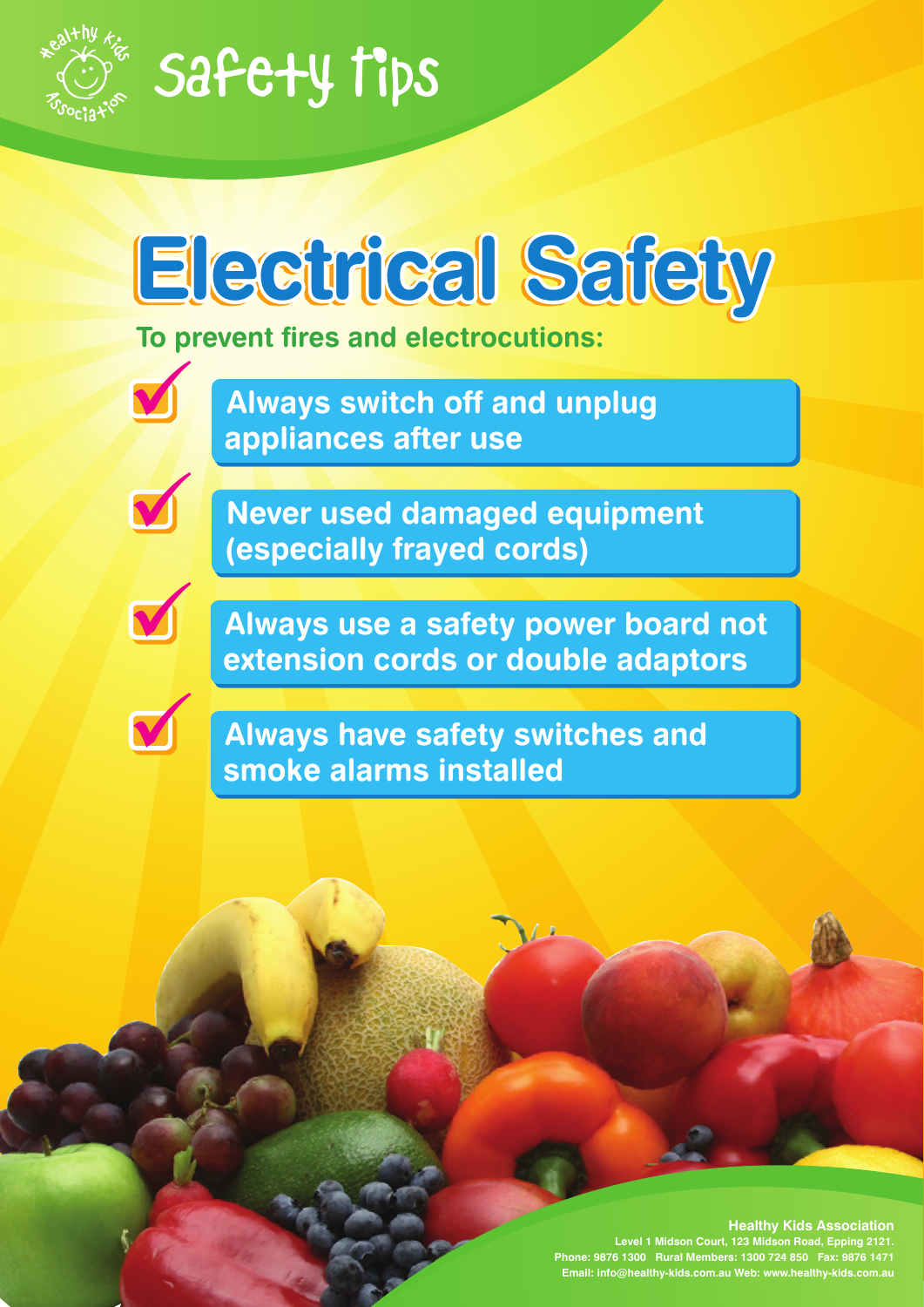Healthy Kids Association

# Safety tips

## Electrical Safety

**To prevent fires and electrocutions:**

- ☑ **Always switch off and unplug appliances after use**
- ☑ **Never used damaged equipment (especially frayed cords)**
- ☑ **Always use a safety power board not extension cords or double adaptors**
- ☑ **Always have safety switches and smoke alarms installed**

**Healthy Kids Association**
Level 1 Midson Court, 123 Midson Road, Epping 2121.
Phone: 9876 1300 Rural Members: 1300 724 850 Fax: 9876 1471
Email: info@healthy-kids.com.au Web: www.healthy-kids.com.au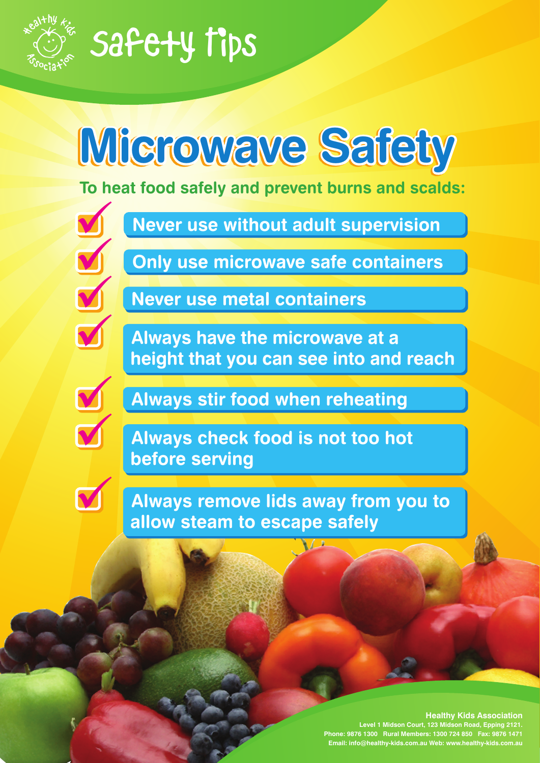Healthy Kids Association

# Safety tips

## Microwave Safety

**To heat food safely and prevent burns and scalds:**

- Never use without adult supervision
- Only use microwave safe containers
- Never use metal containers
- Always have the microwave at a height that you can see into and reach
- Always stir food when reheating
- Always check food is not too hot before serving
- Always remove lids away from you to allow steam to escape safely

**Healthy Kids Association**
Level 1 Midson Court, 123 Midson Road, Epping 2121.
Phone: 9876 1300 Rural Members: 1300 724 850 Fax: 9876 1471
Email: info@healthy-kids.com.au Web: www.healthy-kids.com.au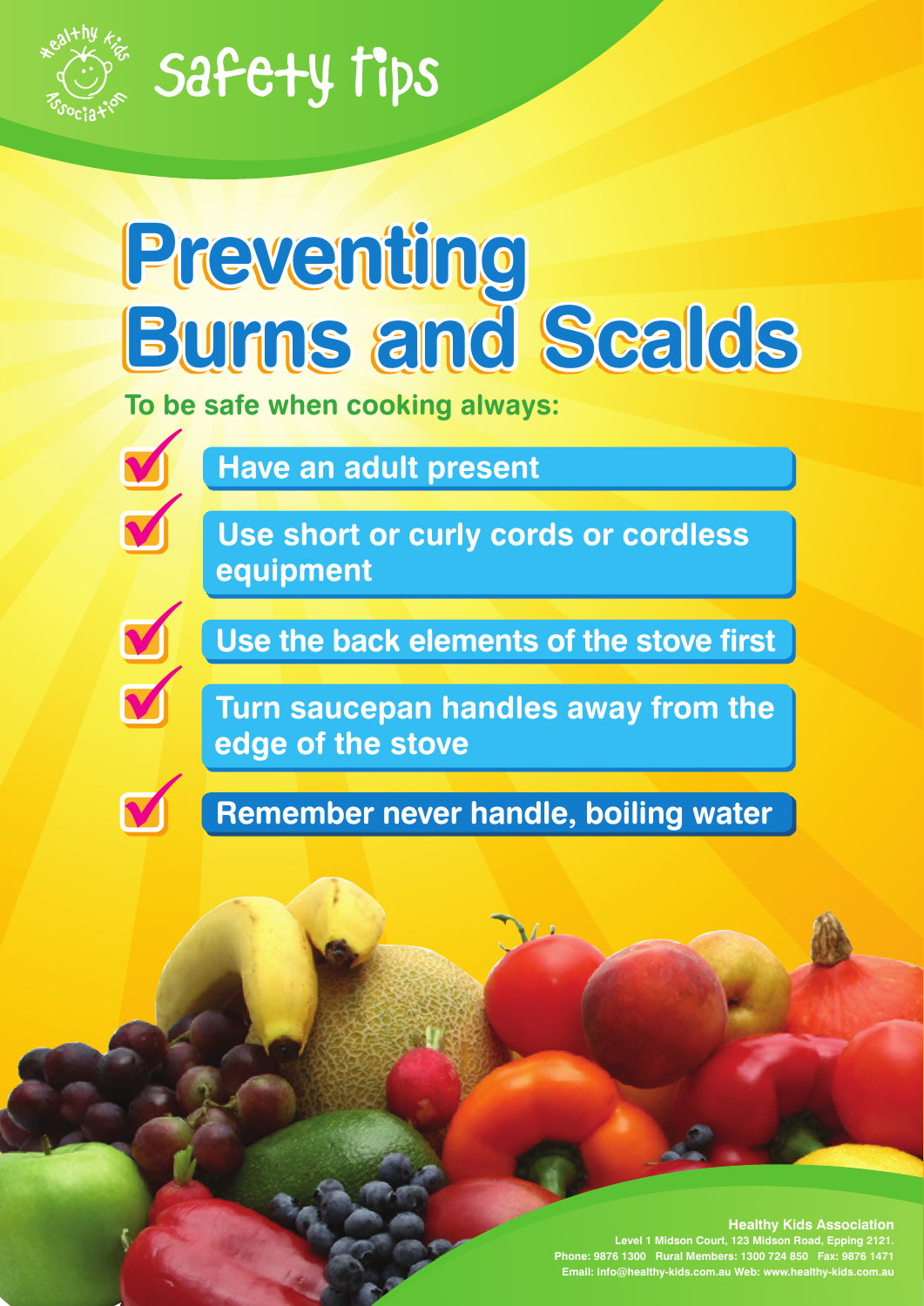Healthy Kids Association

Safety tips

# Preventing Burns and Scalds

**To be safe when cooking always:**

- Have an adult present
- Use short or curly cords or cordless equipment
- Use the back elements of the stove first
- Turn saucepan handles away from the edge of the stove
- Remember never handle, boiling water

**Healthy Kids Association**
Level 1 Midson Court, 123 Midson Road, Epping 2121.
Phone: 9876 1300 Rural Members: 1300 724 850 Fax: 9876 1471
Email: info@healthy-kids.com.au Web: www.healthy-kids.com.au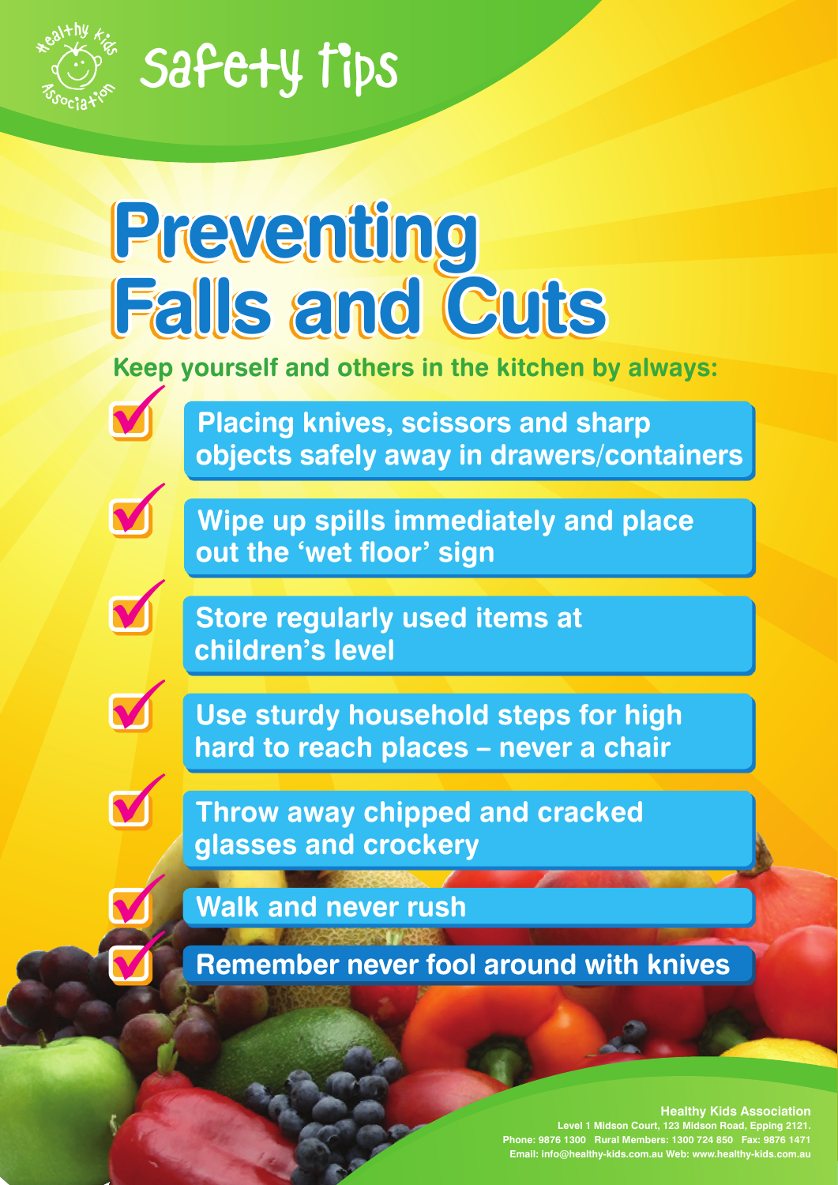Healthy Kids Association

Safety tips

# Preventing Falls and Cuts

**Keep yourself and others in the kitchen by always:**

- Placing knives, scissors and sharp objects safely away in drawers/containers
- Wipe up spills immediately and place out the 'wet floor' sign
- Store regularly used items at children's level
- Use sturdy household steps for high hard to reach places – never a chair
- Throw away chipped and cracked glasses and crockery
- Walk and never rush
- Remember never fool around with knives

**Healthy Kids Association**
Level 1 Midson Court, 123 Midson Road, Epping 2121.
Phone: 9876 1300 Rural Members: 1300 724 850 Fax: 9876 1471
Email: info@healthy-kids.com.au Web: www.healthy-kids.com.au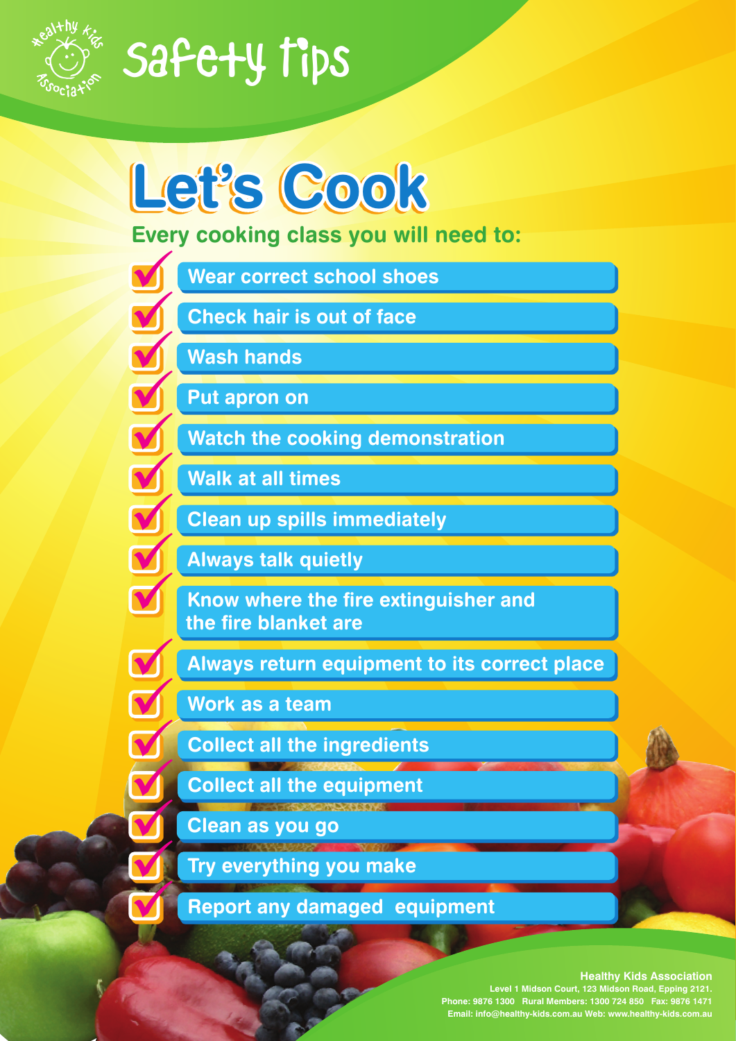Healthy Kids Association

# Safety tips

## Let's Cook

**Every cooking class you will need to:**

- Wear correct school shoes
- Check hair is out of face
- Wash hands
- Put apron on
- Watch the cooking demonstration
- Walk at all times
- Clean up spills immediately
- Always talk quietly
- Know where the fire extinguisher and the fire blanket are
- Always return equipment to its correct place
- Work as a team
- Collect all the ingredients
- Collect all the equipment
- Clean as you go
- Try everything you make
- Report any damaged equipment

**Healthy Kids Association**
Level 1 Midson Court, 123 Midson Road, Epping 2121.
Phone: 9876 1300 Rural Members: 1300 724 850 Fax: 9876 1471
Email: info@healthy-kids.com.au Web: www.healthy-kids.com.au